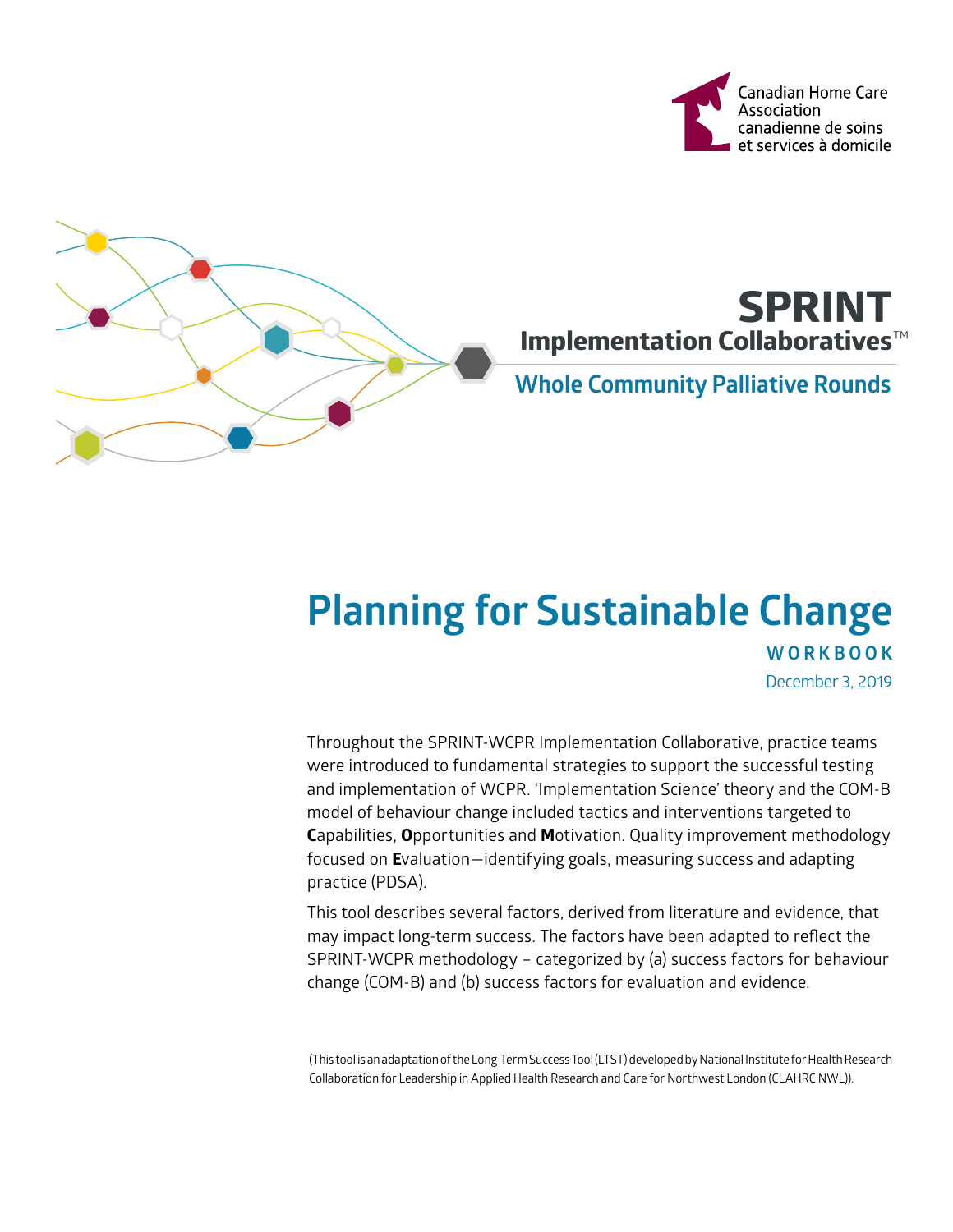Canadian Home Care Association
canadienne de soins et services à domicile

# SPRINT Implementation Collaboratives™

## Whole Community Palliative Rounds

# Planning for Sustainable Change

**WORKBOOK**

December 3, 2019

Throughout the SPRINT-WCPR Implementation Collaborative, practice teams were introduced to fundamental strategies to support the successful testing and implementation of WCPR. 'Implementation Science' theory and the COM-B model of behaviour change included tactics and interventions targeted to **C**apabilities, **O**pportunities and **M**otivation. Quality improvement methodology focused on **E**valuation—identifying goals, measuring success and adapting practice (PDSA).

This tool describes several factors, derived from literature and evidence, that may impact long-term success. The factors have been adapted to reflect the SPRINT-WCPR methodology – categorized by (a) success factors for behaviour change (COM-B) and (b) success factors for evaluation and evidence.

(This tool is an adaptation of the Long-Term Success Tool (LTST) developed by National Institute for Health Research Collaboration for Leadership in Applied Health Research and Care for Northwest London (CLAHRC NWL)).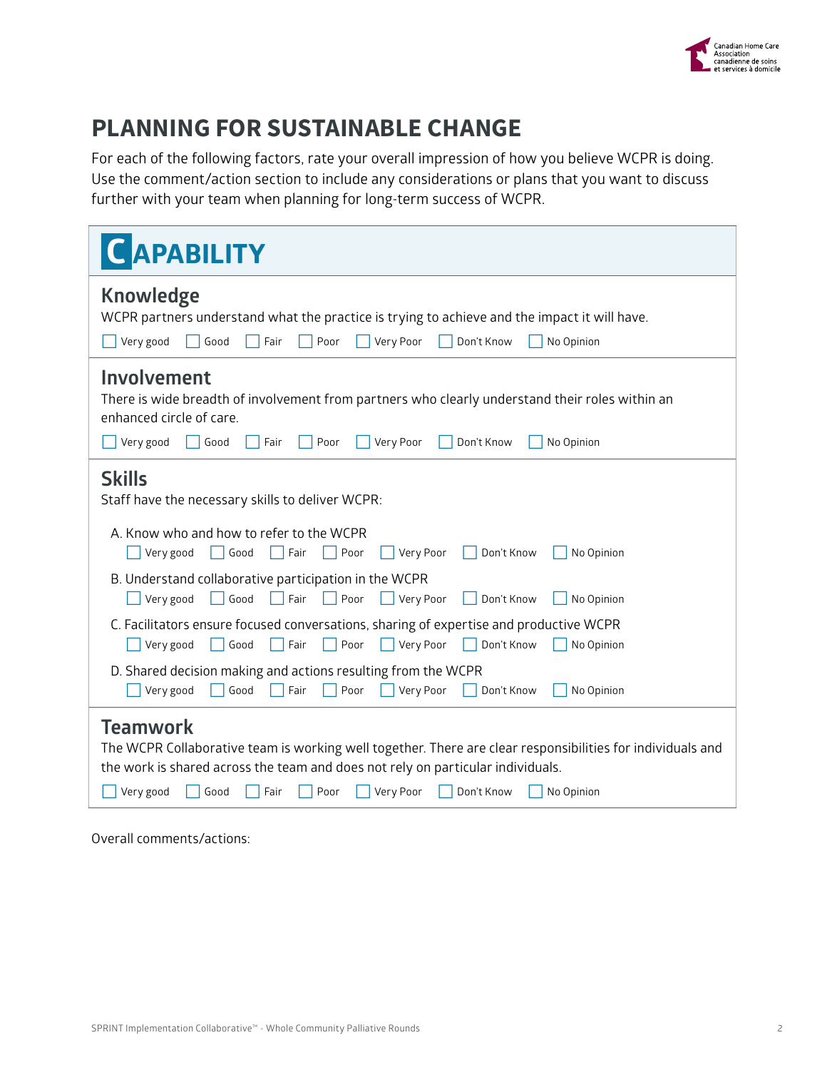# PLANNING FOR SUSTAINABLE CHANGE

For each of the following factors, rate your overall impression of how you believe WCPR is doing. Use the comment/action section to include any considerations or plans that you want to discuss further with your team when planning for long-term success of WCPR.

## CAPABILITY

### Knowledge

WCPR partners understand what the practice is trying to achieve and the impact it will have.

☐ Very good ☐ Good ☐ Fair ☐ Poor ☐ Very Poor ☐ Don't Know ☐ No Opinion

### Involvement

There is wide breadth of involvement from partners who clearly understand their roles within an enhanced circle of care.

☐ Very good ☐ Good ☐ Fair ☐ Poor ☐ Very Poor ☐ Don't Know ☐ No Opinion

### Skills

Staff have the necessary skills to deliver WCPR:

A. Know who and how to refer to the WCPR

☐ Very good ☐ Good ☐ Fair ☐ Poor ☐ Very Poor ☐ Don't Know ☐ No Opinion

B. Understand collaborative participation in the WCPR

☐ Very good ☐ Good ☐ Fair ☐ Poor ☐ Very Poor ☐ Don't Know ☐ No Opinion

C. Facilitators ensure focused conversations, sharing of expertise and productive WCPR

☐ Very good ☐ Good ☐ Fair ☐ Poor ☐ Very Poor ☐ Don't Know ☐ No Opinion

D. Shared decision making and actions resulting from the WCPR

☐ Very good ☐ Good ☐ Fair ☐ Poor ☐ Very Poor ☐ Don't Know ☐ No Opinion

### Teamwork

The WCPR Collaborative team is working well together. There are clear responsibilities for individuals and the work is shared across the team and does not rely on particular individuals.

☐ Very good ☐ Good ☐ Fair ☐ Poor ☐ Very Poor ☐ Don't Know ☐ No Opinion

Overall comments/actions: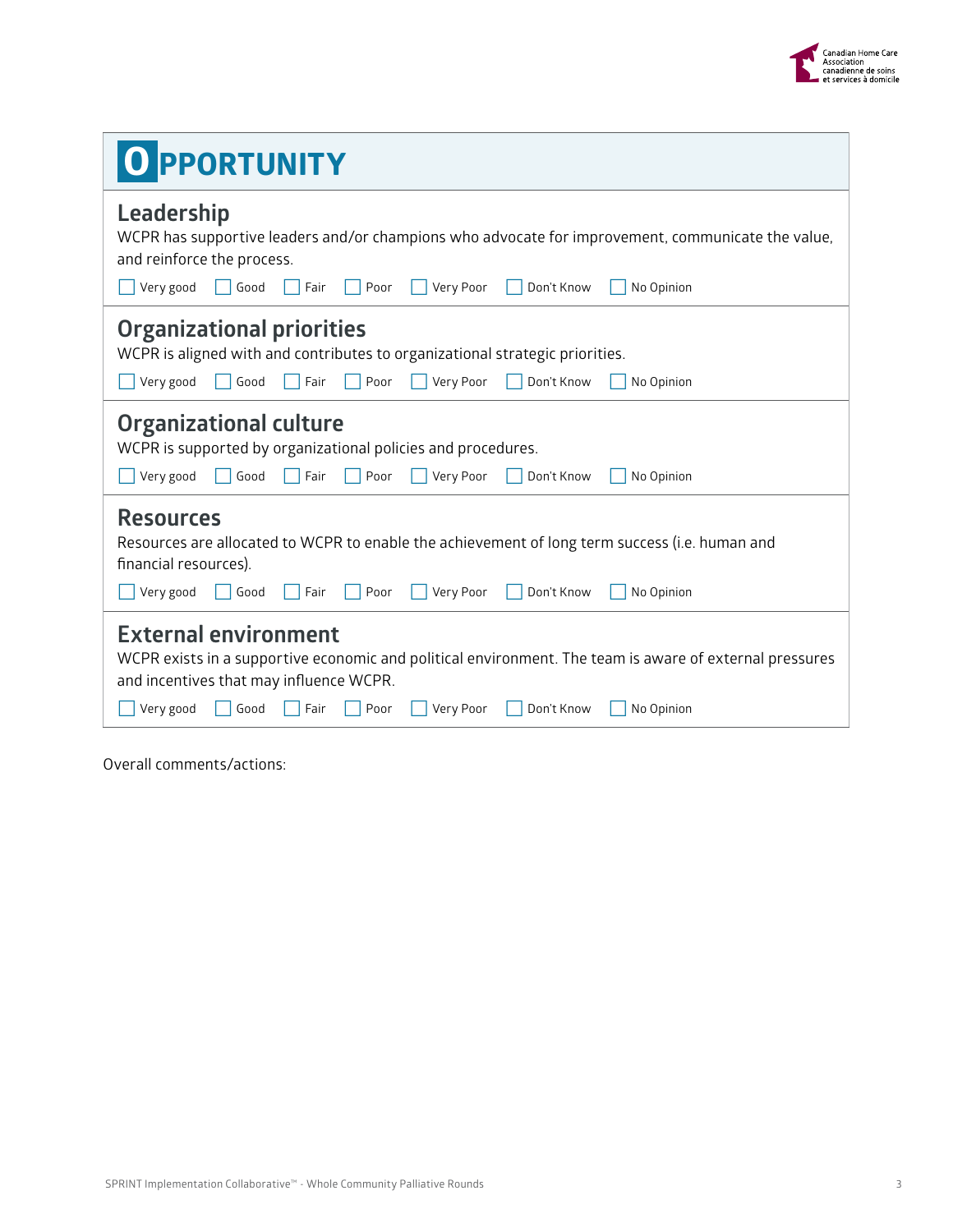# OPPORTUNITY

## Leadership

WCPR has supportive leaders and/or champions who advocate for improvement, communicate the value, and reinforce the process.

☐ Very good ☐ Good ☐ Fair ☐ Poor ☐ Very Poor ☐ Don't Know ☐ No Opinion

## Organizational priorities

WCPR is aligned with and contributes to organizational strategic priorities.

☐ Very good ☐ Good ☐ Fair ☐ Poor ☐ Very Poor ☐ Don't Know ☐ No Opinion

## Organizational culture

WCPR is supported by organizational policies and procedures.

☐ Very good ☐ Good ☐ Fair ☐ Poor ☐ Very Poor ☐ Don't Know ☐ No Opinion

## Resources

Resources are allocated to WCPR to enable the achievement of long term success (i.e. human and financial resources).

☐ Very good ☐ Good ☐ Fair ☐ Poor ☐ Very Poor ☐ Don't Know ☐ No Opinion

## External environment

WCPR exists in a supportive economic and political environment. The team is aware of external pressures and incentives that may influence WCPR.

☐ Very good ☐ Good ☐ Fair ☐ Poor ☐ Very Poor ☐ Don't Know ☐ No Opinion

Overall comments/actions: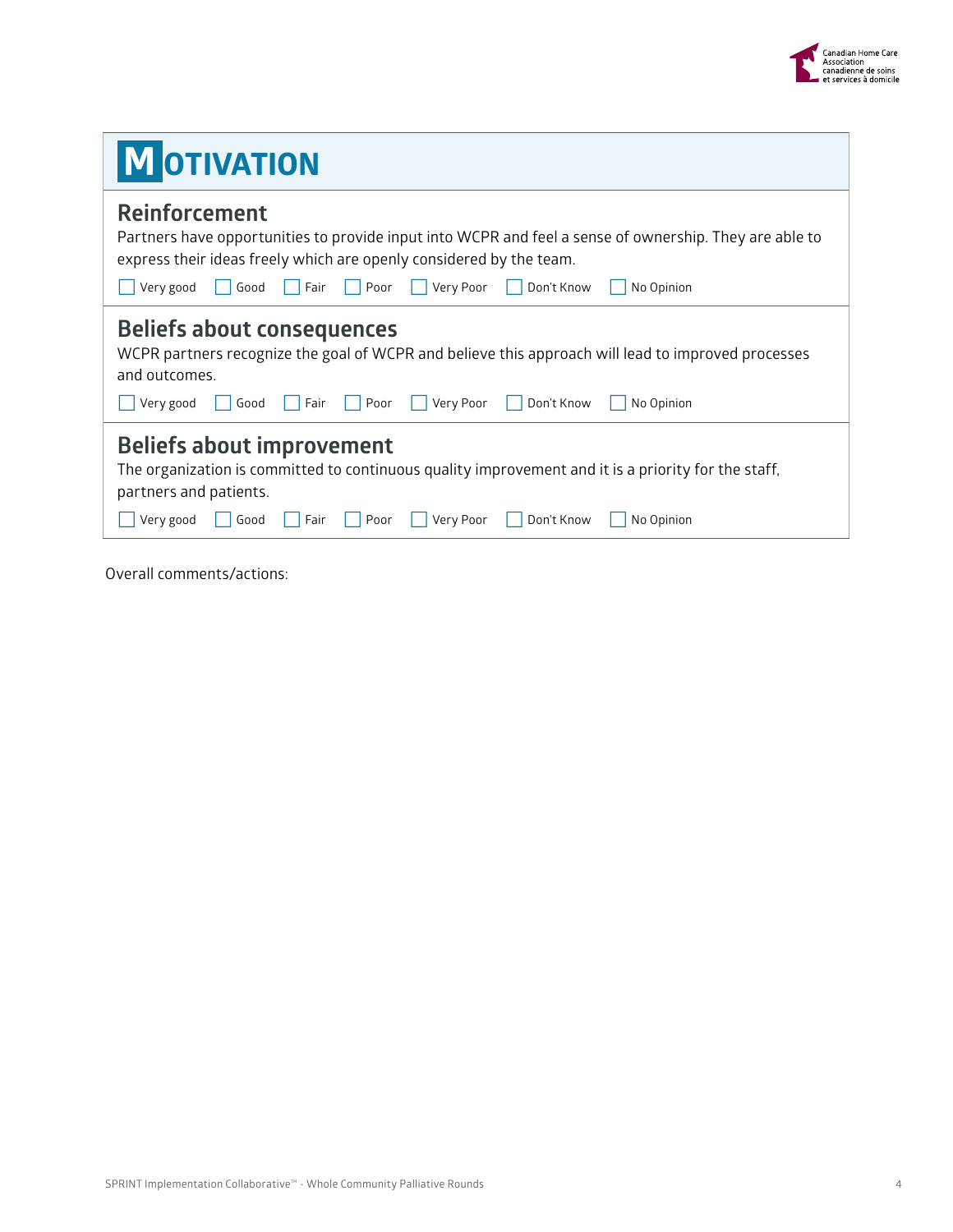# MOTIVATION

## Reinforcement

Partners have opportunities to provide input into WCPR and feel a sense of ownership. They are able to express their ideas freely which are openly considered by the team.

☐ Very good ☐ Good ☐ Fair ☐ Poor ☐ Very Poor ☐ Don't Know ☐ No Opinion

## Beliefs about consequences

WCPR partners recognize the goal of WCPR and believe this approach will lead to improved processes and outcomes.

☐ Very good ☐ Good ☐ Fair ☐ Poor ☐ Very Poor ☐ Don't Know ☐ No Opinion

## Beliefs about improvement

The organization is committed to continuous quality improvement and it is a priority for the staff, partners and patients.

☐ Very good ☐ Good ☐ Fair ☐ Poor ☐ Very Poor ☐ Don't Know ☐ No Opinion

Overall comments/actions: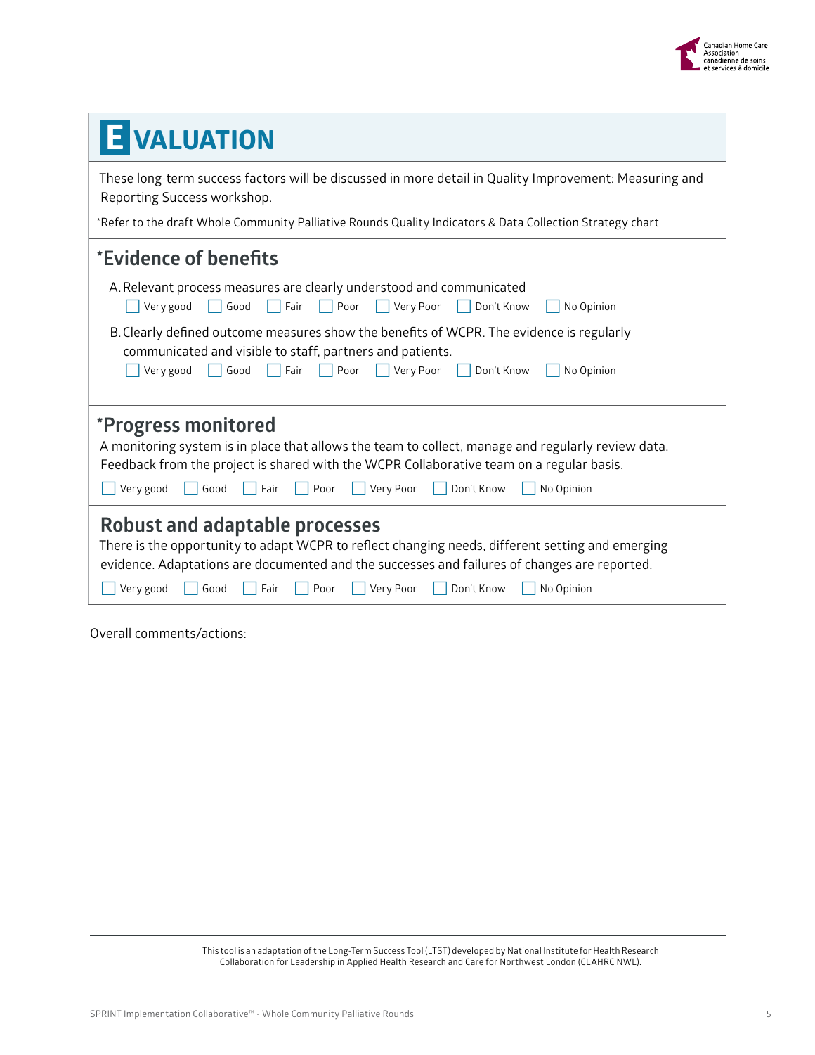# EVALUATION

These long-term success factors will be discussed in more detail in Quality Improvement: Measuring and Reporting Success workshop.

*Refer to the draft Whole Community Palliative Rounds Quality Indicators & Data Collection Strategy chart

## *Evidence of benefits

A. Relevant process measures are clearly understood and communicated

☐ Very good ☐ Good ☐ Fair ☐ Poor ☐ Very Poor ☐ Don't Know ☐ No Opinion

B. Clearly defined outcome measures show the benefits of WCPR. The evidence is regularly communicated and visible to staff, partners and patients.

☐ Very good ☐ Good ☐ Fair ☐ Poor ☐ Very Poor ☐ Don't Know ☐ No Opinion

## *Progress monitored

A monitoring system is in place that allows the team to collect, manage and regularly review data. Feedback from the project is shared with the WCPR Collaborative team on a regular basis.

☐ Very good ☐ Good ☐ Fair ☐ Poor ☐ Very Poor ☐ Don't Know ☐ No Opinion

## Robust and adaptable processes

There is the opportunity to adapt WCPR to reflect changing needs, different setting and emerging evidence. Adaptations are documented and the successes and failures of changes are reported.

☐ Very good ☐ Good ☐ Fair ☐ Poor ☐ Very Poor ☐ Don't Know ☐ No Opinion

Overall comments/actions:

This tool is an adaptation of the Long-Term Success Tool (LTST) developed by National Institute for Health Research Collaboration for Leadership in Applied Health Research and Care for Northwest London (CLAHRC NWL).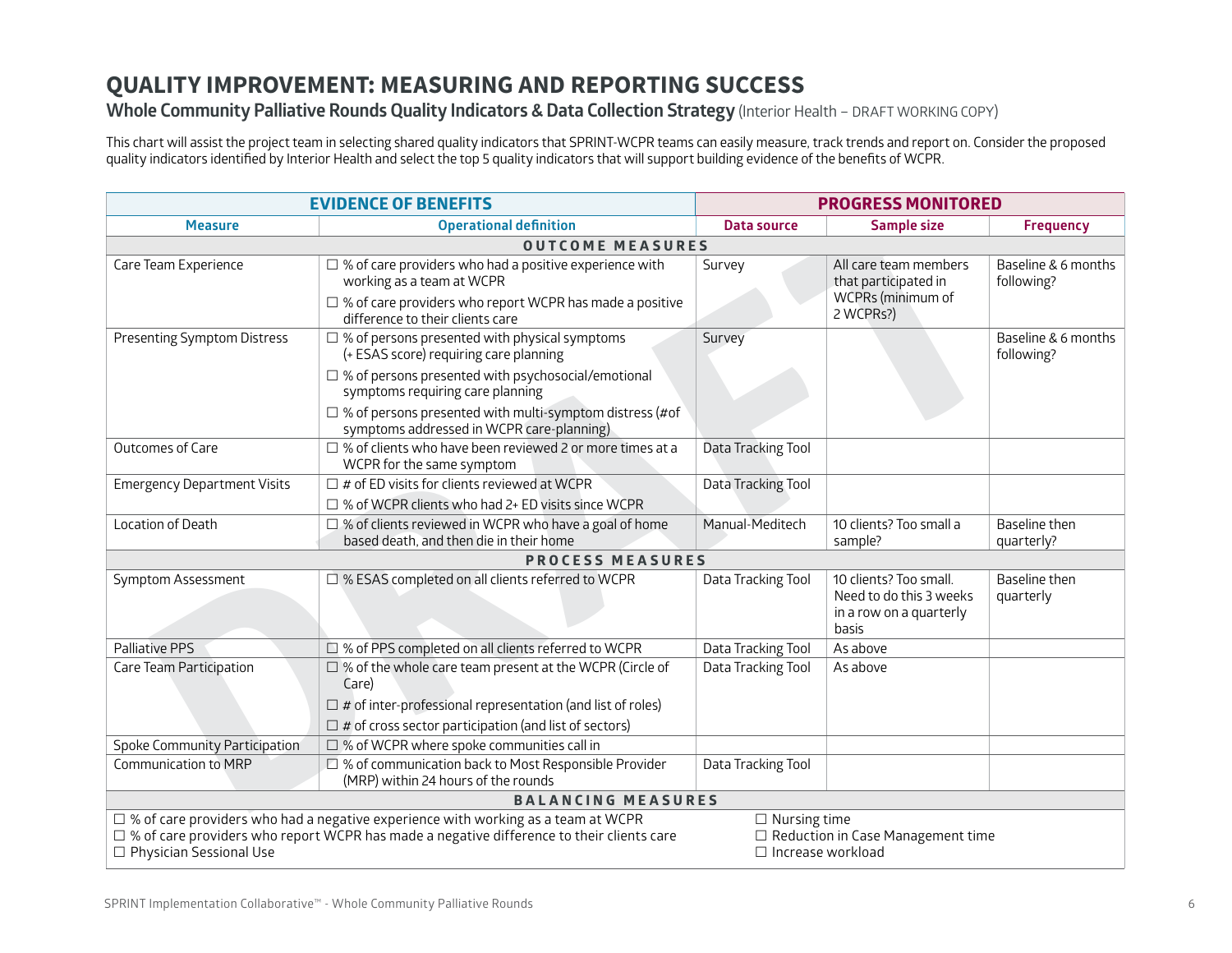# QUALITY IMPROVEMENT: MEASURING AND REPORTING SUCCESS

## Whole Community Palliative Rounds Quality Indicators & Data Collection Strategy (Interior Health – DRAFT WORKING COPY)

This chart will assist the project team in selecting shared quality indicators that SPRINT-WCPR teams can easily measure, track trends and report on. Consider the proposed quality indicators identified by Interior Health and select the top 5 quality indicators that will support building evidence of the benefits of WCPR.

| EVIDENCE OF BENEFITS | | PROGRESS MONITORED | | |
|---|---|---|---|---|
| **Measure** | **Operational definition** | **Data source** | **Sample size** | **Frequency** |
| **OUTCOME MEASURES** | | | | |
| Care Team Experience | ☐ % of care providers who had a positive experience with working as a team at WCPR<br>☐ % of care providers who report WCPR has made a positive difference to their clients care | Survey | All care team members that participated in WCPRs (minimum of 2 WCPRs?) | Baseline & 6 months following? |
| Presenting Symptom Distress | ☐ % of persons presented with physical symptoms (+ ESAS score) requiring care planning<br>☐ % of persons presented with psychosocial/emotional symptoms requiring care planning<br>☐ % of persons presented with multi-symptom distress (#of symptoms addressed in WCPR care-planning) | Survey | | Baseline & 6 months following? |
| Outcomes of Care | ☐ % of clients who have been reviewed 2 or more times at a WCPR for the same symptom | Data Tracking Tool | | |
| Emergency Department Visits | ☐ # of ED visits for clients reviewed at WCPR<br>☐ % of WCPR clients who had 2+ ED visits since WCPR | Data Tracking Tool | | |
| Location of Death | ☐ % of clients reviewed in WCPR who have a goal of home based death, and then die in their home | Manual-Meditech | 10 clients? Too small a sample? | Baseline then quarterly? |
| **PROCESS MEASURES** | | | | |
| Symptom Assessment | ☐ % ESAS completed on all clients referred to WCPR | Data Tracking Tool | 10 clients? Too small. Need to do this 3 weeks in a row on a quarterly basis | Baseline then quarterly |
| Palliative PPS | ☐ % of PPS completed on all clients referred to WCPR | Data Tracking Tool | As above | |
| Care Team Participation | ☐ % of the whole care team present at the WCPR (Circle of Care)<br>☐ # of inter-professional representation (and list of roles)<br>☐ # of cross sector participation (and list of sectors) | Data Tracking Tool | As above | |
| Spoke Community Participation | ☐ % of WCPR where spoke communities call in | | | |
| Communication to MRP | ☐ % of communication back to Most Responsible Provider (MRP) within 24 hours of the rounds | Data Tracking Tool | | |
| **BALANCING MEASURES** | | | | |
| ☐ % of care providers who had a negative experience with working as a team at WCPR<br>☐ % of care providers who report WCPR has made a negative difference to their clients care<br>☐ Physician Sessional Use | | ☐ Nursing time<br>☐ Reduction in Case Management time<br>☐ Increase workload | | |